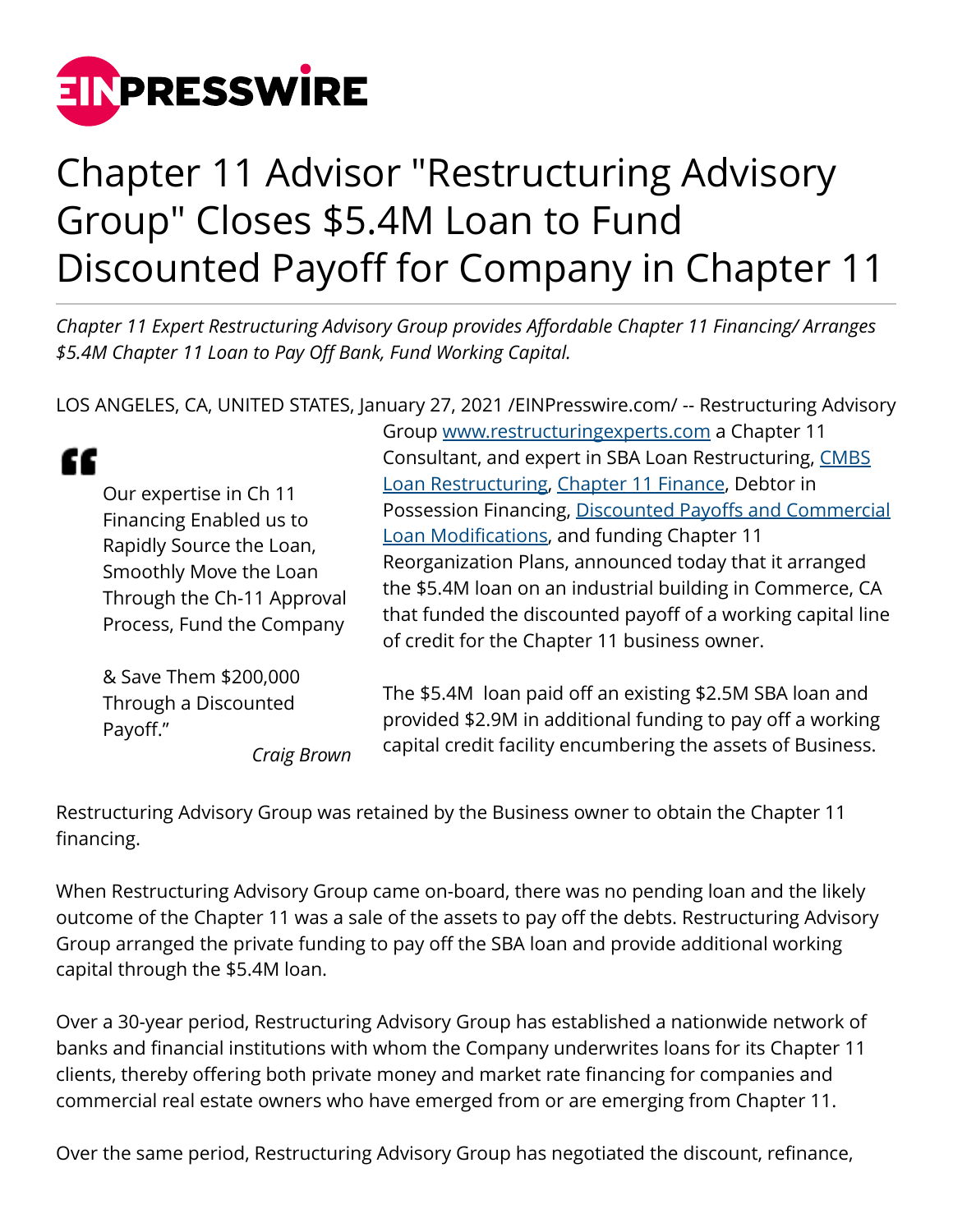# Chapter 11 Advisor "Restructuring Advisory Group" Closes $5.4M Loan to Fund Discounted Payoff for Company in Chapter 11

*Chapter 11 Expert Restructuring Advisory Group provides Affordable Chapter 11 Financing/ Arranges $5.4M Chapter 11 Loan to Pay Off Bank, Fund Working Capital.*

LOS ANGELES, CA, UNITED STATES, January 27, 2021 /EINPresswire.com/ -- Restructuring Advisory Group www.restructuringexperts.com a Chapter 11 Consultant, and expert in SBA Loan Restructuring, CMBS Loan Restructuring, Chapter 11 Finance, Debtor in Possession Financing, Discounted Payoffs and Commercial Loan Modifications, and funding Chapter 11 Reorganization Plans, announced today that it arranged the $5.4M loan on an industrial building in Commerce, CA that funded the discounted payoff of a working capital line of credit for the Chapter 11 business owner.

> Our expertise in Ch 11 Financing Enabled us to Rapidly Source the Loan, Smoothly Move the Loan Through the Ch-11 Approval Process, Fund the Company
>
> & Save Them $200,000 Through a Discounted Payoff."
>
> *Craig Brown*

The $5.4M loan paid off an existing $2.5M SBA loan and provided $2.9M in additional funding to pay off a working capital credit facility encumbering the assets of Business.

Restructuring Advisory Group was retained by the Business owner to obtain the Chapter 11 financing.

When Restructuring Advisory Group came on-board, there was no pending loan and the likely outcome of the Chapter 11 was a sale of the assets to pay off the debts. Restructuring Advisory Group arranged the private funding to pay off the SBA loan and provide additional working capital through the $5.4M loan.

Over a 30-year period, Restructuring Advisory Group has established a nationwide network of banks and financial institutions with whom the Company underwrites loans for its Chapter 11 clients, thereby offering both private money and market rate financing for companies and commercial real estate owners who have emerged from or are emerging from Chapter 11.

Over the same period, Restructuring Advisory Group has negotiated the discount, refinance,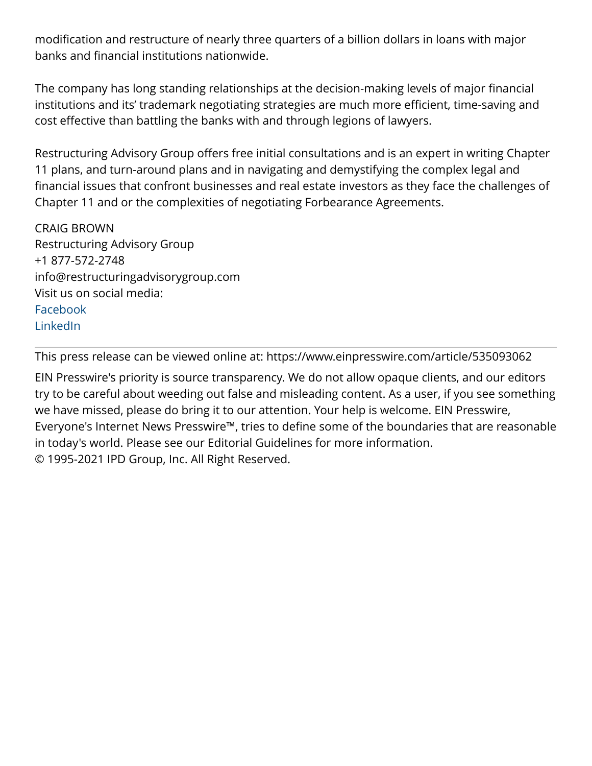modification and restructure of nearly three quarters of a billion dollars in loans with major banks and financial institutions nationwide.

The company has long standing relationships at the decision-making levels of major financial institutions and its' trademark negotiating strategies are much more efficient, time-saving and cost effective than battling the banks with and through legions of lawyers.

Restructuring Advisory Group offers free initial consultations and is an expert in writing Chapter 11 plans, and turn-around plans and in navigating and demystifying the complex legal and financial issues that confront businesses and real estate investors as they face the challenges of Chapter 11 and or the complexities of negotiating Forbearance Agreements.

CRAIG BROWN
Restructuring Advisory Group
+1 877-572-2748
info@restructuringadvisorygroup.com
Visit us on social media:
Facebook
LinkedIn

---

This press release can be viewed online at: https://www.einpresswire.com/article/535093062

EIN Presswire's priority is source transparency. We do not allow opaque clients, and our editors try to be careful about weeding out false and misleading content. As a user, if you see something we have missed, please do bring it to our attention. Your help is welcome. EIN Presswire, Everyone's Internet News Presswire™, tries to define some of the boundaries that are reasonable in today's world. Please see our Editorial Guidelines for more information.
© 1995-2021 IPD Group, Inc. All Right Reserved.